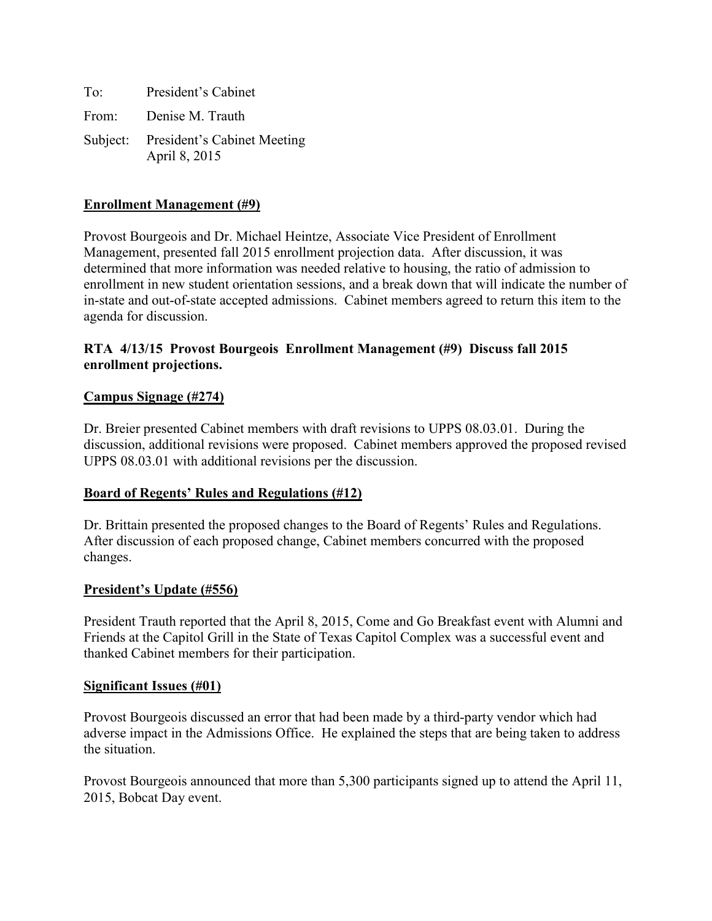To: President's Cabinet

From: Denise M. Trauth

Subject: President's Cabinet Meeting
April 8, 2015

**Enrollment Management (#9)**

Provost Bourgeois and Dr. Michael Heintze, Associate Vice President of Enrollment Management, presented fall 2015 enrollment projection data. After discussion, it was determined that more information was needed relative to housing, the ratio of admission to enrollment in new student orientation sessions, and a break down that will indicate the number of in-state and out-of-state accepted admissions. Cabinet members agreed to return this item to the agenda for discussion.

**RTA 4/13/15 Provost Bourgeois Enrollment Management (#9) Discuss fall 2015 enrollment projections.**

**Campus Signage (#274)**

Dr. Breier presented Cabinet members with draft revisions to UPPS 08.03.01. During the discussion, additional revisions were proposed. Cabinet members approved the proposed revised UPPS 08.03.01 with additional revisions per the discussion.

**Board of Regents' Rules and Regulations (#12)**

Dr. Brittain presented the proposed changes to the Board of Regents' Rules and Regulations. After discussion of each proposed change, Cabinet members concurred with the proposed changes.

**President's Update (#556)**

President Trauth reported that the April 8, 2015, Come and Go Breakfast event with Alumni and Friends at the Capitol Grill in the State of Texas Capitol Complex was a successful event and thanked Cabinet members for their participation.

**Significant Issues (#01)**

Provost Bourgeois discussed an error that had been made by a third-party vendor which had adverse impact in the Admissions Office. He explained the steps that are being taken to address the situation.

Provost Bourgeois announced that more than 5,300 participants signed up to attend the April 11, 2015, Bobcat Day event.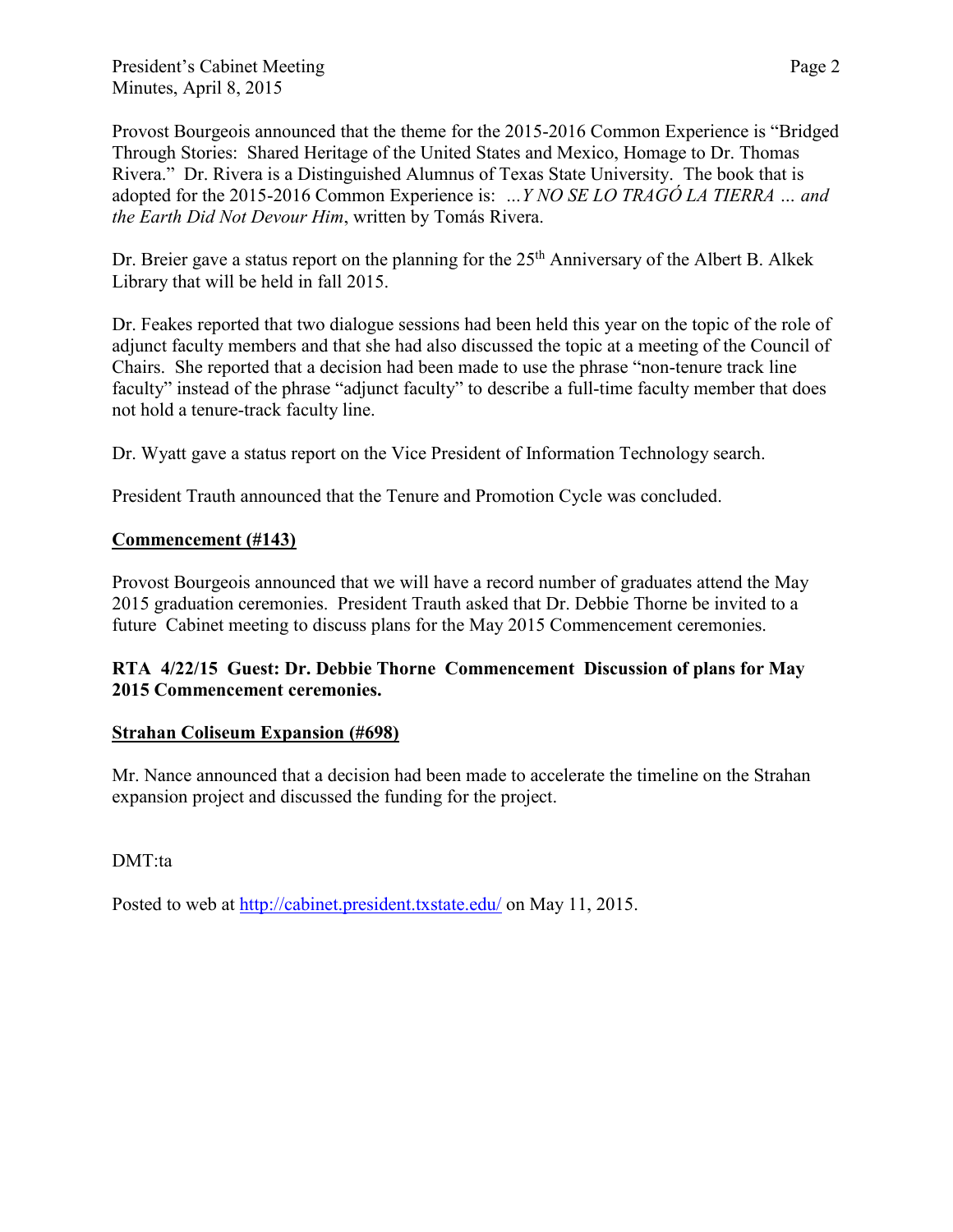Provost Bourgeois announced that the theme for the 2015-2016 Common Experience is "Bridged Through Stories: Shared Heritage of the United States and Mexico, Homage to Dr. Thomas Rivera." Dr. Rivera is a Distinguished Alumnus of Texas State University. The book that is adopted for the 2015-2016 Common Experience is: *…Y NO SE LO TRAGÓ LA TIERRA … and the Earth Did Not Devour Him*, written by Tomás Rivera.

Dr. Breier gave a status report on the planning for the 25th Anniversary of the Albert B. Alkek Library that will be held in fall 2015.

Dr. Feakes reported that two dialogue sessions had been held this year on the topic of the role of adjunct faculty members and that she had also discussed the topic at a meeting of the Council of Chairs. She reported that a decision had been made to use the phrase "non-tenure track line faculty" instead of the phrase "adjunct faculty" to describe a full-time faculty member that does not hold a tenure-track faculty line.

Dr. Wyatt gave a status report on the Vice President of Information Technology search.

President Trauth announced that the Tenure and Promotion Cycle was concluded.

**Commencement (#143)**

Provost Bourgeois announced that we will have a record number of graduates attend the May 2015 graduation ceremonies. President Trauth asked that Dr. Debbie Thorne be invited to a future Cabinet meeting to discuss plans for the May 2015 Commencement ceremonies.

**RTA 4/22/15 Guest: Dr. Debbie Thorne Commencement Discussion of plans for May 2015 Commencement ceremonies.**

**Strahan Coliseum Expansion (#698)**

Mr. Nance announced that a decision had been made to accelerate the timeline on the Strahan expansion project and discussed the funding for the project.

DMT:ta

Posted to web at http://cabinet.president.txstate.edu/ on May 11, 2015.